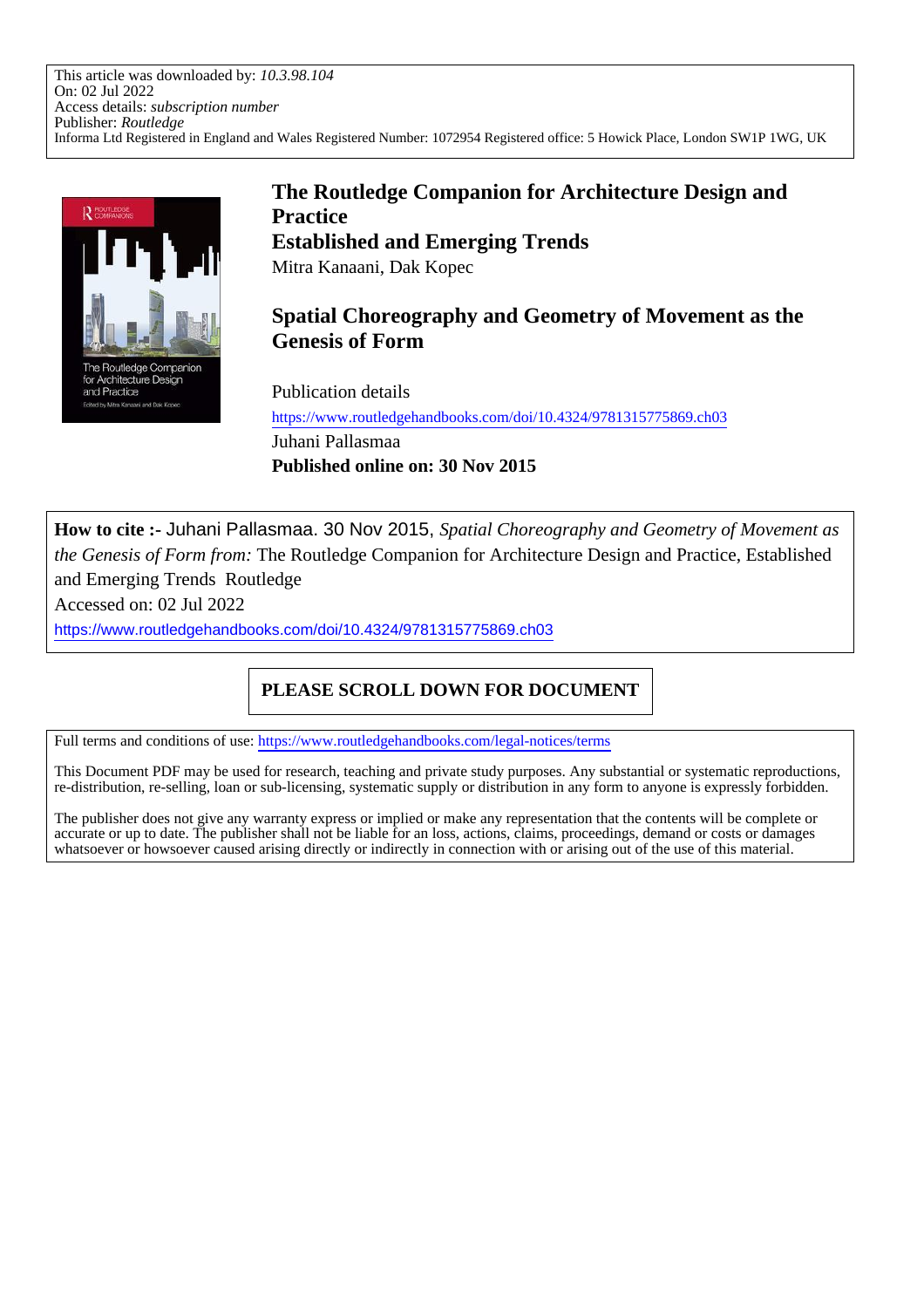This article was downloaded by: *10.3.98.104*
On: 02 Jul 2022
Access details: *subscription number*
Publisher: *Routledge*
Informa Ltd Registered in England and Wales Registered Number: 1072954 Registered office: 5 Howick Place, London SW1P 1WG, UK

# The Routledge Companion for Architecture Design and Practice
## Established and Emerging Trends

Mitra Kanaani, Dak Kopec

## Spatial Choreography and Geometry of Movement as the Genesis of Form

Publication details
https://www.routledgehandbooks.com/doi/10.4324/9781315775869.ch03
Juhani Pallasmaa
**Published online on: 30 Nov 2015**

**How to cite :-** Juhani Pallasmaa. 30 Nov 2015, *Spatial Choreography and Geometry of Movement as the Genesis of Form from:* The Routledge Companion for Architecture Design and Practice, Established and Emerging Trends Routledge
Accessed on: 02 Jul 2022
https://www.routledgehandbooks.com/doi/10.4324/9781315775869.ch03

**PLEASE SCROLL DOWN FOR DOCUMENT**

Full terms and conditions of use: https://www.routledgehandbooks.com/legal-notices/terms

This Document PDF may be used for research, teaching and private study purposes. Any substantial or systematic reproductions, re-distribution, re-selling, loan or sub-licensing, systematic supply or distribution in any form to anyone is expressly forbidden.

The publisher does not give any warranty express or implied or make any representation that the contents will be complete or accurate or up to date. The publisher shall not be liable for an loss, actions, claims, proceedings, demand or costs or damages whatsoever or howsoever caused arising directly or indirectly in connection with or arising out of the use of this material.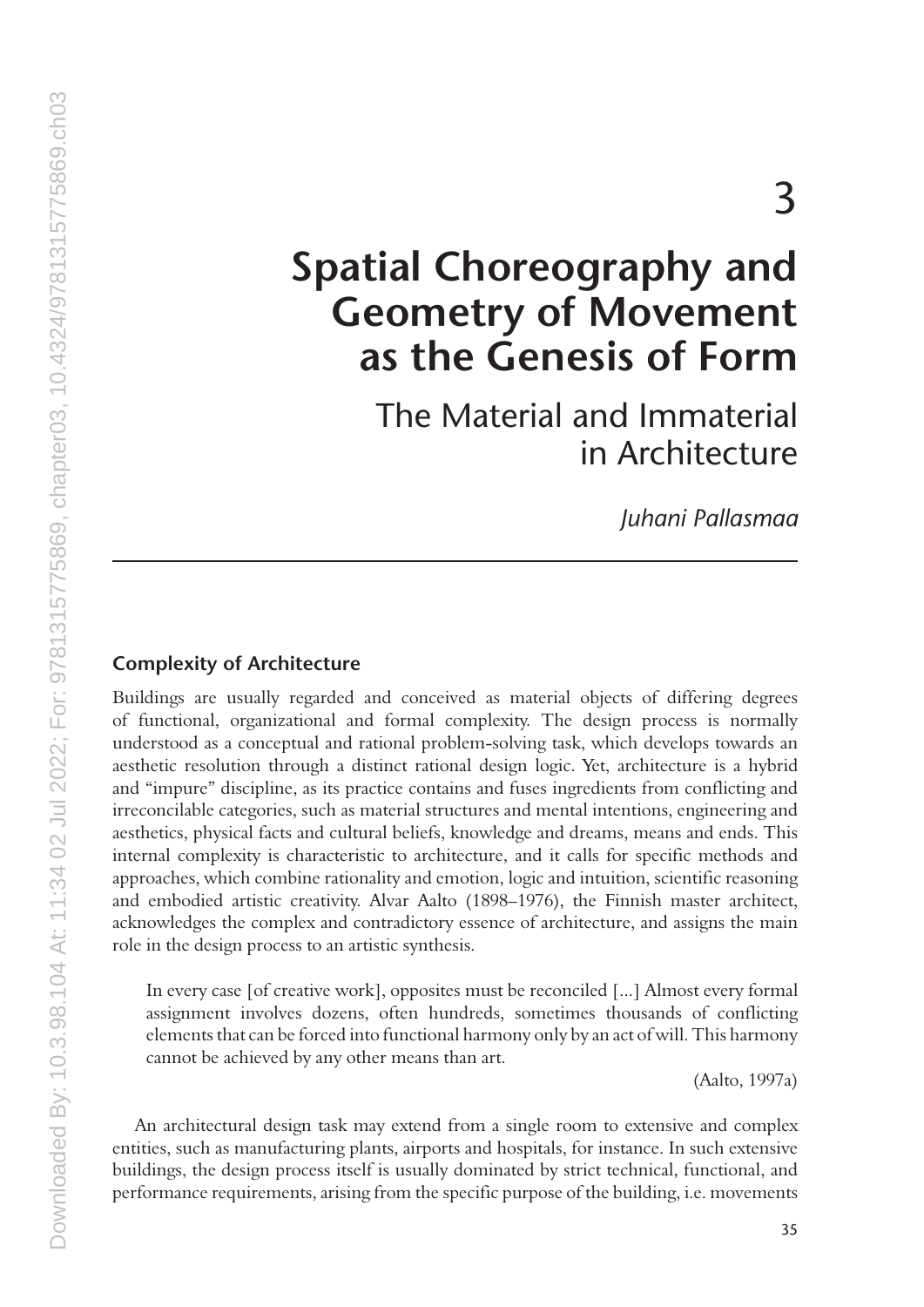# 3

# Spatial Choreography and Geometry of Movement as the Genesis of Form

## The Material and Immaterial in Architecture

*Juhani Pallasmaa*

### Complexity of Architecture

Buildings are usually regarded and conceived as material objects of differing degrees of functional, organizational and formal complexity. The design process is normally understood as a conceptual and rational problem-solving task, which develops towards an aesthetic resolution through a distinct rational design logic. Yet, architecture is a hybrid and "impure" discipline, as its practice contains and fuses ingredients from conflicting and irreconcilable categories, such as material structures and mental intentions, engineering and aesthetics, physical facts and cultural beliefs, knowledge and dreams, means and ends. This internal complexity is characteristic to architecture, and it calls for specific methods and approaches, which combine rationality and emotion, logic and intuition, scientific reasoning and embodied artistic creativity. Alvar Aalto (1898–1976), the Finnish master architect, acknowledges the complex and contradictory essence of architecture, and assigns the main role in the design process to an artistic synthesis.

> In every case [of creative work], opposites must be reconciled [...] Almost every formal assignment involves dozens, often hundreds, sometimes thousands of conflicting elements that can be forced into functional harmony only by an act of will. This harmony cannot be achieved by any other means than art.
>
> (Aalto, 1997a)

An architectural design task may extend from a single room to extensive and complex entities, such as manufacturing plants, airports and hospitals, for instance. In such extensive buildings, the design process itself is usually dominated by strict technical, functional, and performance requirements, arising from the specific purpose of the building, i.e. movements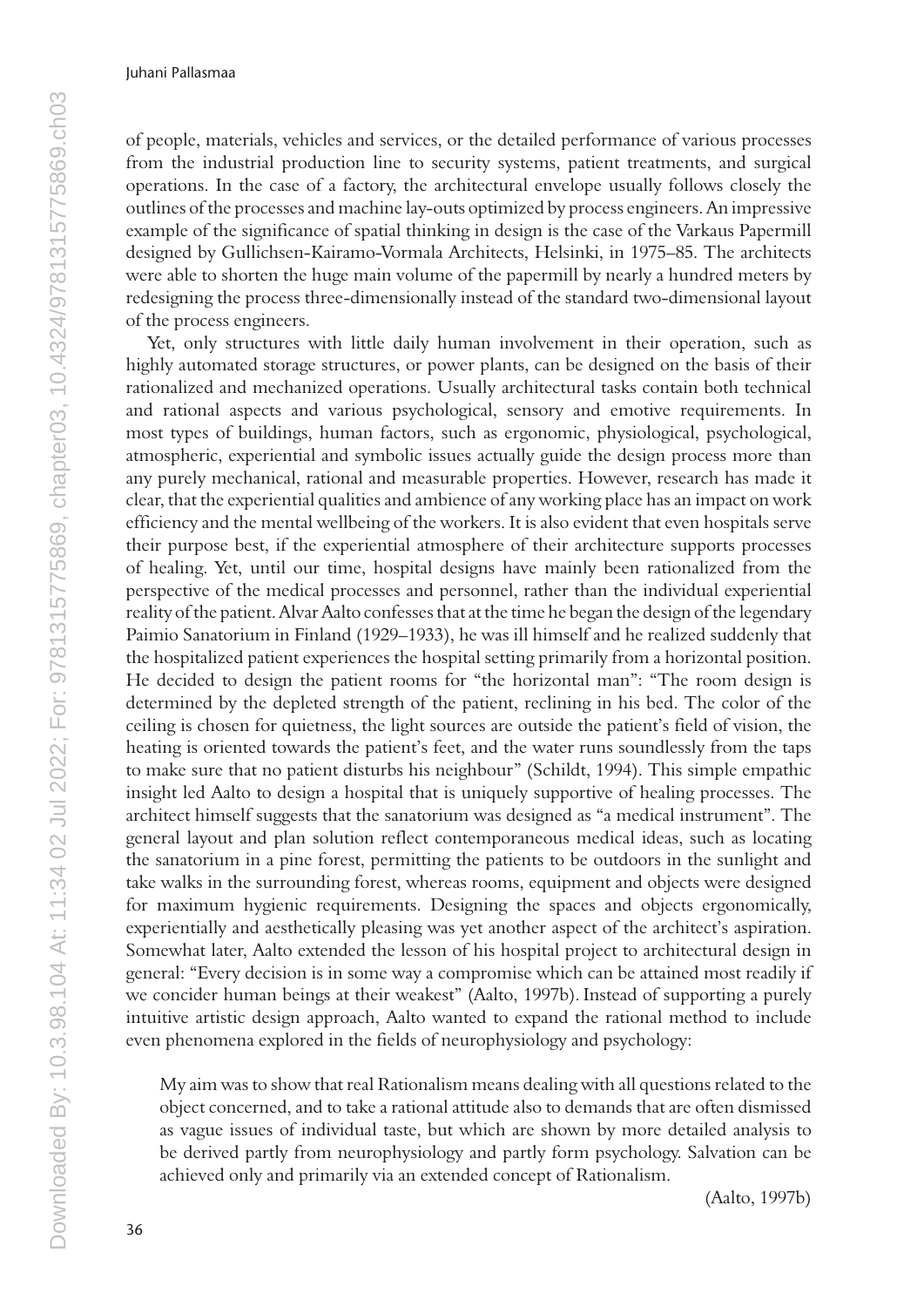of people, materials, vehicles and services, or the detailed performance of various processes from the industrial production line to security systems, patient treatments, and surgical operations. In the case of a factory, the architectural envelope usually follows closely the outlines of the processes and machine lay-outs optimized by process engineers. An impressive example of the significance of spatial thinking in design is the case of the Varkaus Papermill designed by Gullichsen-Kairamo-Vormala Architects, Helsinki, in 1975–85. The architects were able to shorten the huge main volume of the papermill by nearly a hundred meters by redesigning the process three-dimensionally instead of the standard two-dimensional layout of the process engineers.

Yet, only structures with little daily human involvement in their operation, such as highly automated storage structures, or power plants, can be designed on the basis of their rationalized and mechanized operations. Usually architectural tasks contain both technical and rational aspects and various psychological, sensory and emotive requirements. In most types of buildings, human factors, such as ergonomic, physiological, psychological, atmospheric, experiential and symbolic issues actually guide the design process more than any purely mechanical, rational and measurable properties. However, research has made it clear, that the experiential qualities and ambience of any working place has an impact on work efficiency and the mental wellbeing of the workers. It is also evident that even hospitals serve their purpose best, if the experiential atmosphere of their architecture supports processes of healing. Yet, until our time, hospital designs have mainly been rationalized from the perspective of the medical processes and personnel, rather than the individual experiential reality of the patient. Alvar Aalto confesses that at the time he began the design of the legendary Paimio Sanatorium in Finland (1929–1933), he was ill himself and he realized suddenly that the hospitalized patient experiences the hospital setting primarily from a horizontal position. He decided to design the patient rooms for "the horizontal man": "The room design is determined by the depleted strength of the patient, reclining in his bed. The color of the ceiling is chosen for quietness, the light sources are outside the patient's field of vision, the heating is oriented towards the patient's feet, and the water runs soundlessly from the taps to make sure that no patient disturbs his neighbour" (Schildt, 1994). This simple empathic insight led Aalto to design a hospital that is uniquely supportive of healing processes. The architect himself suggests that the sanatorium was designed as "a medical instrument". The general layout and plan solution reflect contemporaneous medical ideas, such as locating the sanatorium in a pine forest, permitting the patients to be outdoors in the sunlight and take walks in the surrounding forest, whereas rooms, equipment and objects were designed for maximum hygienic requirements. Designing the spaces and objects ergonomically, experientially and aesthetically pleasing was yet another aspect of the architect's aspiration. Somewhat later, Aalto extended the lesson of his hospital project to architectural design in general: "Every decision is in some way a compromise which can be attained most readily if we concider human beings at their weakest" (Aalto, 1997b). Instead of supporting a purely intuitive artistic design approach, Aalto wanted to expand the rational method to include even phenomena explored in the fields of neurophysiology and psychology:

> My aim was to show that real Rationalism means dealing with all questions related to the object concerned, and to take a rational attitude also to demands that are often dismissed as vague issues of individual taste, but which are shown by more detailed analysis to be derived partly from neurophysiology and partly form psychology. Salvation can be achieved only and primarily via an extended concept of Rationalism.
>
> (Aalto, 1997b)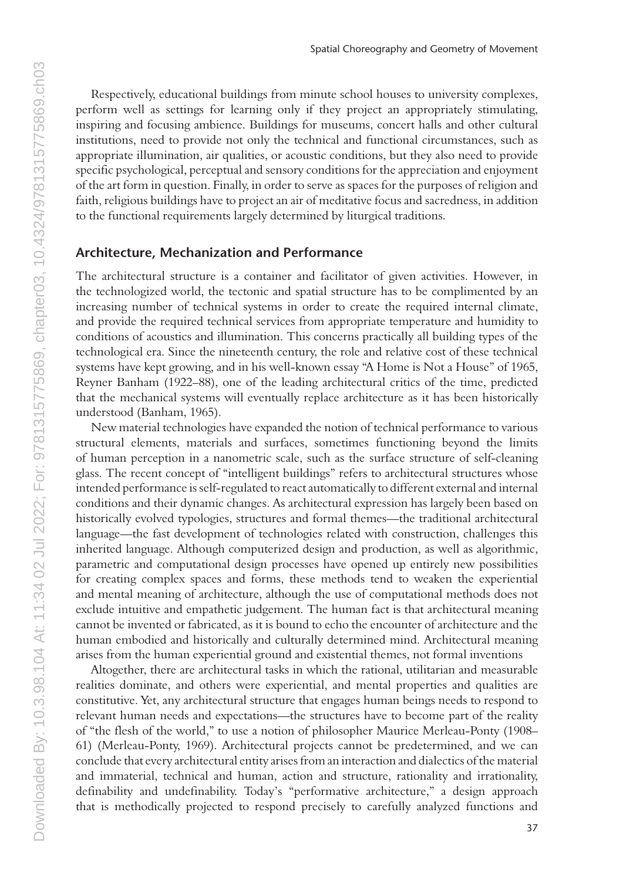Respectively, educational buildings from minute school houses to university complexes, perform well as settings for learning only if they project an appropriately stimulating, inspiring and focusing ambience. Buildings for museums, concert halls and other cultural institutions, need to provide not only the technical and functional circumstances, such as appropriate illumination, air qualities, or acoustic conditions, but they also need to provide specific psychological, perceptual and sensory conditions for the appreciation and enjoyment of the art form in question. Finally, in order to serve as spaces for the purposes of religion and faith, religious buildings have to project an air of meditative focus and sacredness, in addition to the functional requirements largely determined by liturgical traditions.

## Architecture, Mechanization and Performance

The architectural structure is a container and facilitator of given activities. However, in the technologized world, the tectonic and spatial structure has to be complimented by an increasing number of technical systems in order to create the required internal climate, and provide the required technical services from appropriate temperature and humidity to conditions of acoustics and illumination. This concerns practically all building types of the technological era. Since the nineteenth century, the role and relative cost of these technical systems have kept growing, and in his well-known essay "A Home is Not a House" of 1965, Reyner Banham (1922–88), one of the leading architectural critics of the time, predicted that the mechanical systems will eventually replace architecture as it has been historically understood (Banham, 1965).

New material technologies have expanded the notion of technical performance to various structural elements, materials and surfaces, sometimes functioning beyond the limits of human perception in a nanometric scale, such as the surface structure of self-cleaning glass. The recent concept of "intelligent buildings" refers to architectural structures whose intended performance is self-regulated to react automatically to different external and internal conditions and their dynamic changes. As architectural expression has largely been based on historically evolved typologies, structures and formal themes—the traditional architectural language—the fast development of technologies related with construction, challenges this inherited language. Although computerized design and production, as well as algorithmic, parametric and computational design processes have opened up entirely new possibilities for creating complex spaces and forms, these methods tend to weaken the experiential and mental meaning of architecture, although the use of computational methods does not exclude intuitive and empathetic judgement. The human fact is that architectural meaning cannot be invented or fabricated, as it is bound to echo the encounter of architecture and the human embodied and historically and culturally determined mind. Architectural meaning arises from the human experiential ground and existential themes, not formal inventions

Altogether, there are architectural tasks in which the rational, utilitarian and measurable realities dominate, and others were experiential, and mental properties and qualities are constitutive. Yet, any architectural structure that engages human beings needs to respond to relevant human needs and expectations—the structures have to become part of the reality of "the flesh of the world," to use a notion of philosopher Maurice Merleau-Ponty (1908–61) (Merleau-Ponty, 1969). Architectural projects cannot be predetermined, and we can conclude that every architectural entity arises from an interaction and dialectics of the material and immaterial, technical and human, action and structure, rationality and irrationality, definability and undefinability. Today's "performative architecture," a design approach that is methodically projected to respond precisely to carefully analyzed functions and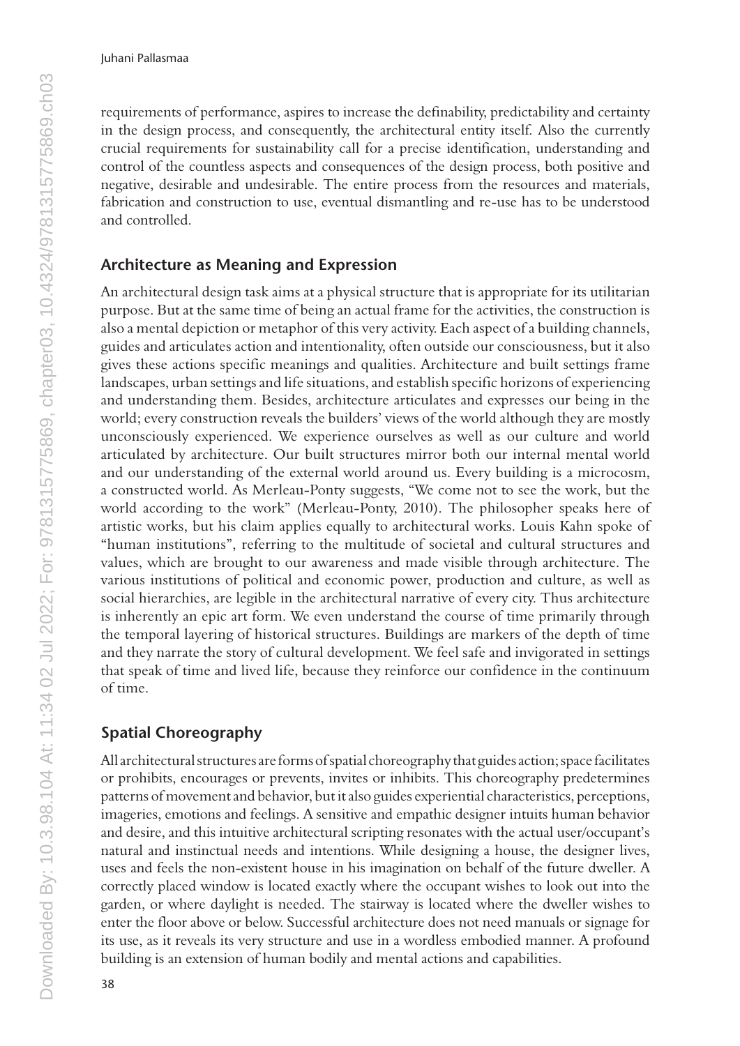requirements of performance, aspires to increase the definability, predictability and certainty in the design process, and consequently, the architectural entity itself. Also the currently crucial requirements for sustainability call for a precise identification, understanding and control of the countless aspects and consequences of the design process, both positive and negative, desirable and undesirable. The entire process from the resources and materials, fabrication and construction to use, eventual dismantling and re-use has to be understood and controlled.

## Architecture as Meaning and Expression

An architectural design task aims at a physical structure that is appropriate for its utilitarian purpose. But at the same time of being an actual frame for the activities, the construction is also a mental depiction or metaphor of this very activity. Each aspect of a building channels, guides and articulates action and intentionality, often outside our consciousness, but it also gives these actions specific meanings and qualities. Architecture and built settings frame landscapes, urban settings and life situations, and establish specific horizons of experiencing and understanding them. Besides, architecture articulates and expresses our being in the world; every construction reveals the builders' views of the world although they are mostly unconsciously experienced. We experience ourselves as well as our culture and world articulated by architecture. Our built structures mirror both our internal mental world and our understanding of the external world around us. Every building is a microcosm, a constructed world. As Merleau-Ponty suggests, "We come not to see the work, but the world according to the work" (Merleau-Ponty, 2010). The philosopher speaks here of artistic works, but his claim applies equally to architectural works. Louis Kahn spoke of "human institutions", referring to the multitude of societal and cultural structures and values, which are brought to our awareness and made visible through architecture. The various institutions of political and economic power, production and culture, as well as social hierarchies, are legible in the architectural narrative of every city. Thus architecture is inherently an epic art form. We even understand the course of time primarily through the temporal layering of historical structures. Buildings are markers of the depth of time and they narrate the story of cultural development. We feel safe and invigorated in settings that speak of time and lived life, because they reinforce our confidence in the continuum of time.

## Spatial Choreography

All architectural structures are forms of spatial choreography that guides action; space facilitates or prohibits, encourages or prevents, invites or inhibits. This choreography predetermines patterns of movement and behavior, but it also guides experiential characteristics, perceptions, imageries, emotions and feelings. A sensitive and empathic designer intuits human behavior and desire, and this intuitive architectural scripting resonates with the actual user/occupant's natural and instinctual needs and intentions. While designing a house, the designer lives, uses and feels the non-existent house in his imagination on behalf of the future dweller. A correctly placed window is located exactly where the occupant wishes to look out into the garden, or where daylight is needed. The stairway is located where the dweller wishes to enter the floor above or below. Successful architecture does not need manuals or signage for its use, as it reveals its very structure and use in a wordless embodied manner. A profound building is an extension of human bodily and mental actions and capabilities.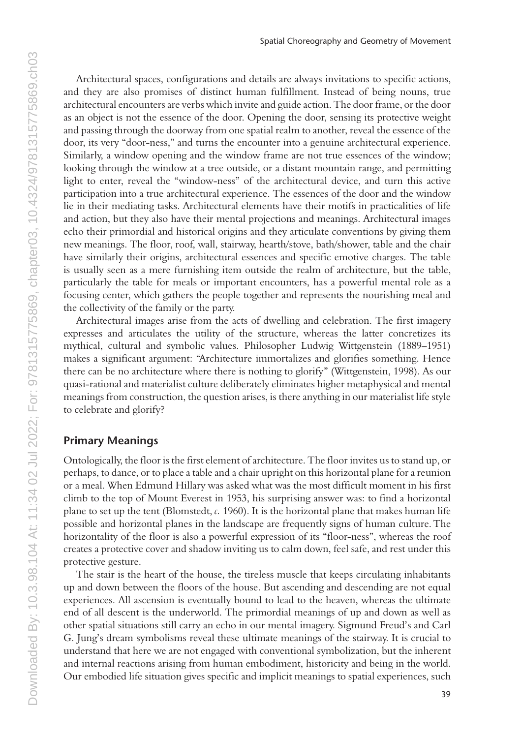Architectural spaces, configurations and details are always invitations to specific actions, and they are also promises of distinct human fulfillment. Instead of being nouns, true architectural encounters are verbs which invite and guide action. The door frame, or the door as an object is not the essence of the door. Opening the door, sensing its protective weight and passing through the doorway from one spatial realm to another, reveal the essence of the door, its very "door-ness," and turns the encounter into a genuine architectural experience. Similarly, a window opening and the window frame are not true essences of the window; looking through the window at a tree outside, or a distant mountain range, and permitting light to enter, reveal the "window-ness" of the architectural device, and turn this active participation into a true architectural experience. The essences of the door and the window lie in their mediating tasks. Architectural elements have their motifs in practicalities of life and action, but they also have their mental projections and meanings. Architectural images echo their primordial and historical origins and they articulate conventions by giving them new meanings. The floor, roof, wall, stairway, hearth/stove, bath/shower, table and the chair have similarly their origins, architectural essences and specific emotive charges. The table is usually seen as a mere furnishing item outside the realm of architecture, but the table, particularly the table for meals or important encounters, has a powerful mental role as a focusing center, which gathers the people together and represents the nourishing meal and the collectivity of the family or the party.

Architectural images arise from the acts of dwelling and celebration. The first imagery expresses and articulates the utility of the structure, whereas the latter concretizes its mythical, cultural and symbolic values. Philosopher Ludwig Wittgenstein (1889–1951) makes a significant argument: "Architecture immortalizes and glorifies something. Hence there can be no architecture where there is nothing to glorify" (Wittgenstein, 1998). As our quasi-rational and materialist culture deliberately eliminates higher metaphysical and mental meanings from construction, the question arises, is there anything in our materialist life style to celebrate and glorify?

## Primary Meanings

Ontologically, the floor is the first element of architecture. The floor invites us to stand up, or perhaps, to dance, or to place a table and a chair upright on this horizontal plane for a reunion or a meal. When Edmund Hillary was asked what was the most difficult moment in his first climb to the top of Mount Everest in 1953, his surprising answer was: to find a horizontal plane to set up the tent (Blomstedt, *c.* 1960). It is the horizontal plane that makes human life possible and horizontal planes in the landscape are frequently signs of human culture. The horizontality of the floor is also a powerful expression of its "floor-ness", whereas the roof creates a protective cover and shadow inviting us to calm down, feel safe, and rest under this protective gesture.

The stair is the heart of the house, the tireless muscle that keeps circulating inhabitants up and down between the floors of the house. But ascending and descending are not equal experiences. All ascension is eventually bound to lead to the heaven, whereas the ultimate end of all descent is the underworld. The primordial meanings of up and down as well as other spatial situations still carry an echo in our mental imagery. Sigmund Freud's and Carl G. Jung's dream symbolisms reveal these ultimate meanings of the stairway. It is crucial to understand that here we are not engaged with conventional symbolization, but the inherent and internal reactions arising from human embodiment, historicity and being in the world. Our embodied life situation gives specific and implicit meanings to spatial experiences, such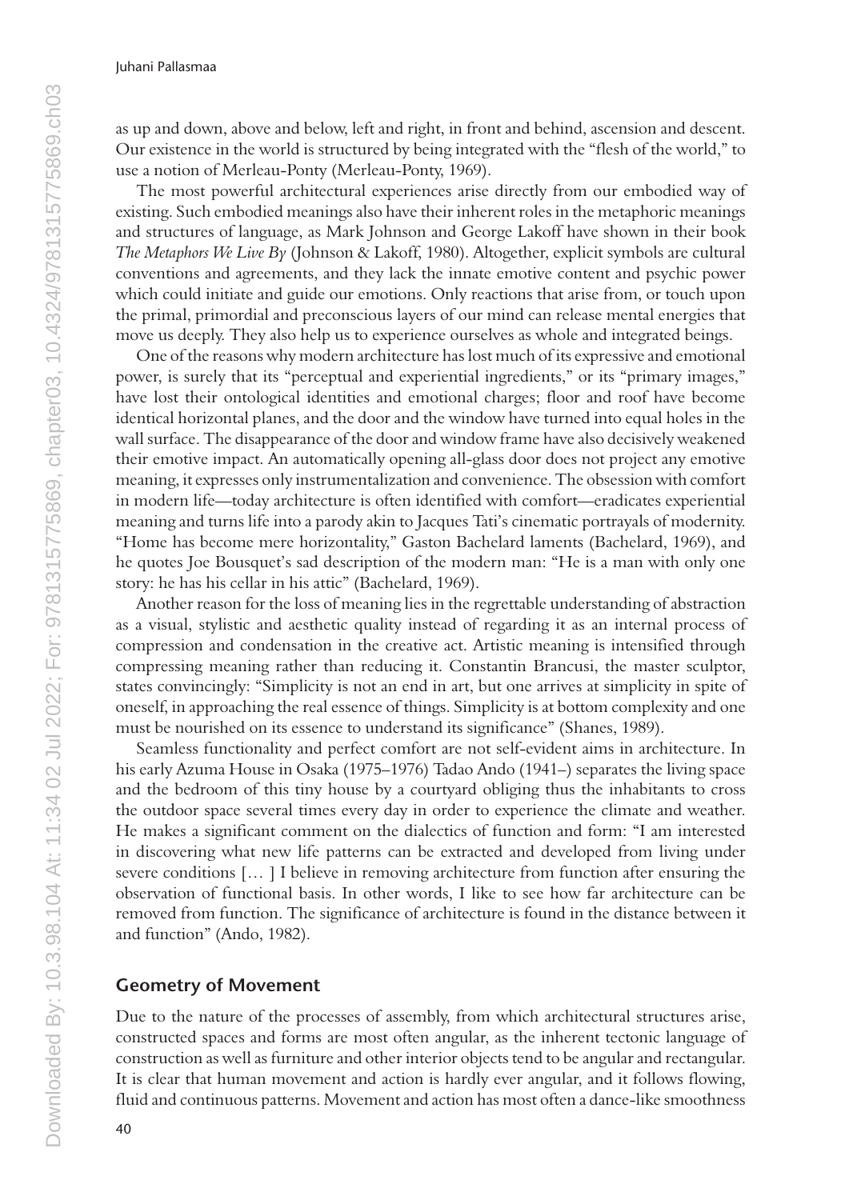as up and down, above and below, left and right, in front and behind, ascension and descent. Our existence in the world is structured by being integrated with the "flesh of the world," to use a notion of Merleau-Ponty (Merleau-Ponty, 1969).

The most powerful architectural experiences arise directly from our embodied way of existing. Such embodied meanings also have their inherent roles in the metaphoric meanings and structures of language, as Mark Johnson and George Lakoff have shown in their book *The Metaphors We Live By* (Johnson & Lakoff, 1980). Altogether, explicit symbols are cultural conventions and agreements, and they lack the innate emotive content and psychic power which could initiate and guide our emotions. Only reactions that arise from, or touch upon the primal, primordial and preconscious layers of our mind can release mental energies that move us deeply. They also help us to experience ourselves as whole and integrated beings.

One of the reasons why modern architecture has lost much of its expressive and emotional power, is surely that its "perceptual and experiential ingredients," or its "primary images," have lost their ontological identities and emotional charges; floor and roof have become identical horizontal planes, and the door and the window have turned into equal holes in the wall surface. The disappearance of the door and window frame have also decisively weakened their emotive impact. An automatically opening all-glass door does not project any emotive meaning, it expresses only instrumentalization and convenience. The obsession with comfort in modern life—today architecture is often identified with comfort—eradicates experiential meaning and turns life into a parody akin to Jacques Tati's cinematic portrayals of modernity. "Home has become mere horizontality," Gaston Bachelard laments (Bachelard, 1969), and he quotes Joe Bousquet's sad description of the modern man: "He is a man with only one story: he has his cellar in his attic" (Bachelard, 1969).

Another reason for the loss of meaning lies in the regrettable understanding of abstraction as a visual, stylistic and aesthetic quality instead of regarding it as an internal process of compression and condensation in the creative act. Artistic meaning is intensified through compressing meaning rather than reducing it. Constantin Brancusi, the master sculptor, states convincingly: "Simplicity is not an end in art, but one arrives at simplicity in spite of oneself, in approaching the real essence of things. Simplicity is at bottom complexity and one must be nourished on its essence to understand its significance" (Shanes, 1989).

Seamless functionality and perfect comfort are not self-evident aims in architecture. In his early Azuma House in Osaka (1975–1976) Tadao Ando (1941–) separates the living space and the bedroom of this tiny house by a courtyard obliging thus the inhabitants to cross the outdoor space several times every day in order to experience the climate and weather. He makes a significant comment on the dialectics of function and form: "I am interested in discovering what new life patterns can be extracted and developed from living under severe conditions [… ] I believe in removing architecture from function after ensuring the observation of functional basis. In other words, I like to see how far architecture can be removed from function. The significance of architecture is found in the distance between it and function" (Ando, 1982).

## Geometry of Movement

Due to the nature of the processes of assembly, from which architectural structures arise, constructed spaces and forms are most often angular, as the inherent tectonic language of construction as well as furniture and other interior objects tend to be angular and rectangular. It is clear that human movement and action is hardly ever angular, and it follows flowing, fluid and continuous patterns. Movement and action has most often a dance-like smoothness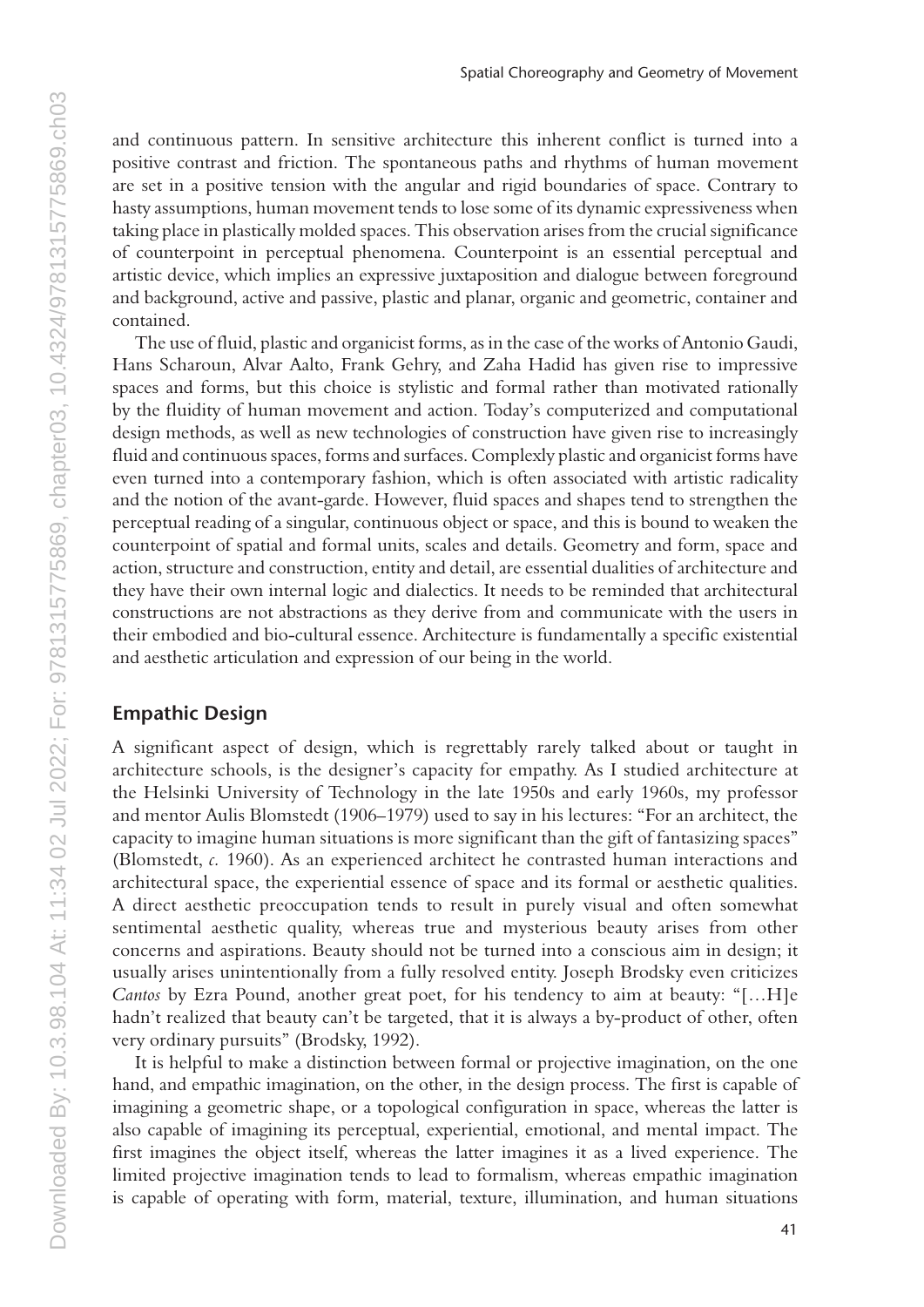and continuous pattern. In sensitive architecture this inherent conflict is turned into a positive contrast and friction. The spontaneous paths and rhythms of human movement are set in a positive tension with the angular and rigid boundaries of space. Contrary to hasty assumptions, human movement tends to lose some of its dynamic expressiveness when taking place in plastically molded spaces. This observation arises from the crucial significance of counterpoint in perceptual phenomena. Counterpoint is an essential perceptual and artistic device, which implies an expressive juxtaposition and dialogue between foreground and background, active and passive, plastic and planar, organic and geometric, container and contained.

The use of fluid, plastic and organicist forms, as in the case of the works of Antonio Gaudi, Hans Scharoun, Alvar Aalto, Frank Gehry, and Zaha Hadid has given rise to impressive spaces and forms, but this choice is stylistic and formal rather than motivated rationally by the fluidity of human movement and action. Today's computerized and computational design methods, as well as new technologies of construction have given rise to increasingly fluid and continuous spaces, forms and surfaces. Complexly plastic and organicist forms have even turned into a contemporary fashion, which is often associated with artistic radicality and the notion of the avant-garde. However, fluid spaces and shapes tend to strengthen the perceptual reading of a singular, continuous object or space, and this is bound to weaken the counterpoint of spatial and formal units, scales and details. Geometry and form, space and action, structure and construction, entity and detail, are essential dualities of architecture and they have their own internal logic and dialectics. It needs to be reminded that architectural constructions are not abstractions as they derive from and communicate with the users in their embodied and bio-cultural essence. Architecture is fundamentally a specific existential and aesthetic articulation and expression of our being in the world.

## Empathic Design

A significant aspect of design, which is regrettably rarely talked about or taught in architecture schools, is the designer's capacity for empathy. As I studied architecture at the Helsinki University of Technology in the late 1950s and early 1960s, my professor and mentor Aulis Blomstedt (1906–1979) used to say in his lectures: "For an architect, the capacity to imagine human situations is more significant than the gift of fantasizing spaces" (Blomstedt, *c.* 1960). As an experienced architect he contrasted human interactions and architectural space, the experiential essence of space and its formal or aesthetic qualities. A direct aesthetic preoccupation tends to result in purely visual and often somewhat sentimental aesthetic quality, whereas true and mysterious beauty arises from other concerns and aspirations. Beauty should not be turned into a conscious aim in design; it usually arises unintentionally from a fully resolved entity. Joseph Brodsky even criticizes *Cantos* by Ezra Pound, another great poet, for his tendency to aim at beauty: "[…H]e hadn't realized that beauty can't be targeted, that it is always a by-product of other, often very ordinary pursuits" (Brodsky, 1992).

It is helpful to make a distinction between formal or projective imagination, on the one hand, and empathic imagination, on the other, in the design process. The first is capable of imagining a geometric shape, or a topological configuration in space, whereas the latter is also capable of imagining its perceptual, experiential, emotional, and mental impact. The first imagines the object itself, whereas the latter imagines it as a lived experience. The limited projective imagination tends to lead to formalism, whereas empathic imagination is capable of operating with form, material, texture, illumination, and human situations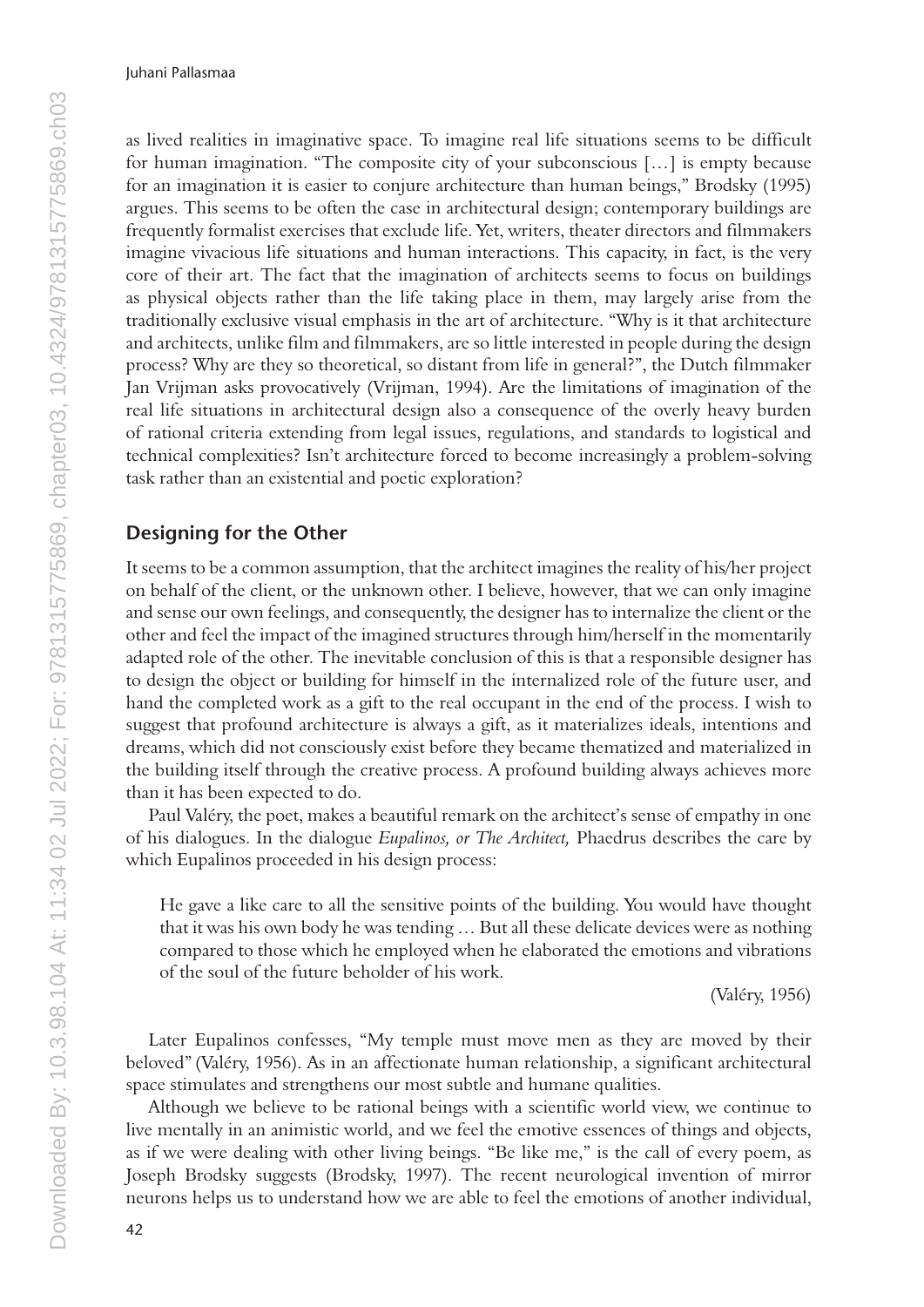as lived realities in imaginative space. To imagine real life situations seems to be difficult for human imagination. "The composite city of your subconscious […] is empty because for an imagination it is easier to conjure architecture than human beings," Brodsky (1995) argues. This seems to be often the case in architectural design; contemporary buildings are frequently formalist exercises that exclude life. Yet, writers, theater directors and filmmakers imagine vivacious life situations and human interactions. This capacity, in fact, is the very core of their art. The fact that the imagination of architects seems to focus on buildings as physical objects rather than the life taking place in them, may largely arise from the traditionally exclusive visual emphasis in the art of architecture. "Why is it that architecture and architects, unlike film and filmmakers, are so little interested in people during the design process? Why are they so theoretical, so distant from life in general?", the Dutch filmmaker Jan Vrijman asks provocatively (Vrijman, 1994). Are the limitations of imagination of the real life situations in architectural design also a consequence of the overly heavy burden of rational criteria extending from legal issues, regulations, and standards to logistical and technical complexities? Isn't architecture forced to become increasingly a problem-solving task rather than an existential and poetic exploration?

## Designing for the Other

It seems to be a common assumption, that the architect imagines the reality of his/her project on behalf of the client, or the unknown other. I believe, however, that we can only imagine and sense our own feelings, and consequently, the designer has to internalize the client or the other and feel the impact of the imagined structures through him/herself in the momentarily adapted role of the other. The inevitable conclusion of this is that a responsible designer has to design the object or building for himself in the internalized role of the future user, and hand the completed work as a gift to the real occupant in the end of the process. I wish to suggest that profound architecture is always a gift, as it materializes ideals, intentions and dreams, which did not consciously exist before they became thematized and materialized in the building itself through the creative process. A profound building always achieves more than it has been expected to do.

Paul Valéry, the poet, makes a beautiful remark on the architect's sense of empathy in one of his dialogues. In the dialogue *Eupalinos, or The Architect,* Phaedrus describes the care by which Eupalinos proceeded in his design process:

> He gave a like care to all the sensitive points of the building. You would have thought that it was his own body he was tending … But all these delicate devices were as nothing compared to those which he employed when he elaborated the emotions and vibrations of the soul of the future beholder of his work.
>
> (Valéry, 1956)

Later Eupalinos confesses, "My temple must move men as they are moved by their beloved" (Valéry, 1956). As in an affectionate human relationship, a significant architectural space stimulates and strengthens our most subtle and humane qualities.

Although we believe to be rational beings with a scientific world view, we continue to live mentally in an animistic world, and we feel the emotive essences of things and objects, as if we were dealing with other living beings. "Be like me," is the call of every poem, as Joseph Brodsky suggests (Brodsky, 1997). The recent neurological invention of mirror neurons helps us to understand how we are able to feel the emotions of another individual,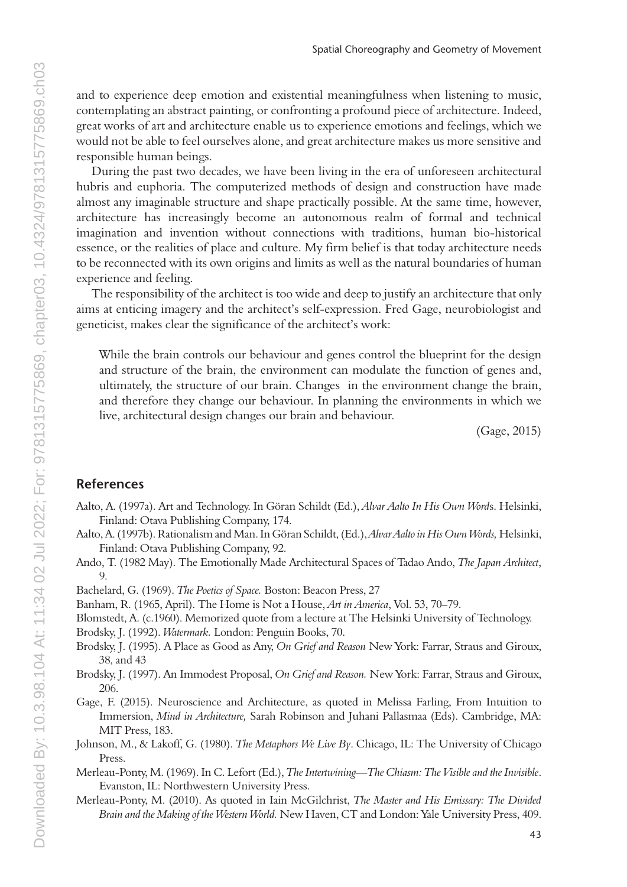and to experience deep emotion and existential meaningfulness when listening to music, contemplating an abstract painting, or confronting a profound piece of architecture. Indeed, great works of art and architecture enable us to experience emotions and feelings, which we would not be able to feel ourselves alone, and great architecture makes us more sensitive and responsible human beings.

During the past two decades, we have been living in the era of unforeseen architectural hubris and euphoria. The computerized methods of design and construction have made almost any imaginable structure and shape practically possible. At the same time, however, architecture has increasingly become an autonomous realm of formal and technical imagination and invention without connections with traditions, human bio-historical essence, or the realities of place and culture. My firm belief is that today architecture needs to be reconnected with its own origins and limits as well as the natural boundaries of human experience and feeling.

The responsibility of the architect is too wide and deep to justify an architecture that only aims at enticing imagery and the architect's self-expression. Fred Gage, neurobiologist and geneticist, makes clear the significance of the architect's work:

> While the brain controls our behaviour and genes control the blueprint for the design and structure of the brain, the environment can modulate the function of genes and, ultimately, the structure of our brain. Changes in the environment change the brain, and therefore they change our behaviour. In planning the environments in which we live, architectural design changes our brain and behaviour.
>
> (Gage, 2015)

## References

Aalto, A. (1997a). Art and Technology. In Göran Schildt (Ed.), *Alvar Aalto In His Own Words*. Helsinki, Finland: Otava Publishing Company, 174.

Aalto, A. (1997b). Rationalism and Man. In Göran Schildt, (Ed.), *Alvar Aalto in His Own Words,* Helsinki, Finland: Otava Publishing Company, 92.

Ando, T. (1982 May). The Emotionally Made Architectural Spaces of Tadao Ando, *The Japan Architect*, 9.

Bachelard, G. (1969). *The Poetics of Space.* Boston: Beacon Press, 27

Banham, R. (1965, April). The Home is Not a House, *Art in America*, Vol. 53, 70–79.

Blomstedt, A. (c.1960). Memorized quote from a lecture at The Helsinki University of Technology.

Brodsky, J. (1992). *Watermark.* London: Penguin Books, 70.

Brodsky, J. (1995). A Place as Good as Any, *On Grief and Reason* New York: Farrar, Straus and Giroux, 38, and 43

Brodsky, J. (1997). An Immodest Proposal, *On Grief and Reason.* New York: Farrar, Straus and Giroux, 206.

Gage, F. (2015). Neuroscience and Architecture, as quoted in Melissa Farling, From Intuition to Immersion, *Mind in Architecture,* Sarah Robinson and Juhani Pallasmaa (Eds). Cambridge, MA: MIT Press, 183.

Johnson, M., & Lakoff, G. (1980). *The Metaphors We Live By*. Chicago, IL: The University of Chicago Press.

Merleau-Ponty, M. (1969). In C. Lefort (Ed.), *The Intertwining—The Chiasm: The Visible and the Invisible*. Evanston, IL: Northwestern University Press.

Merleau-Ponty, M. (2010). As quoted in Iain McGilchrist, *The Master and His Emissary: The Divided Brain and the Making of the Western World.* New Haven, CT and London: Yale University Press, 409.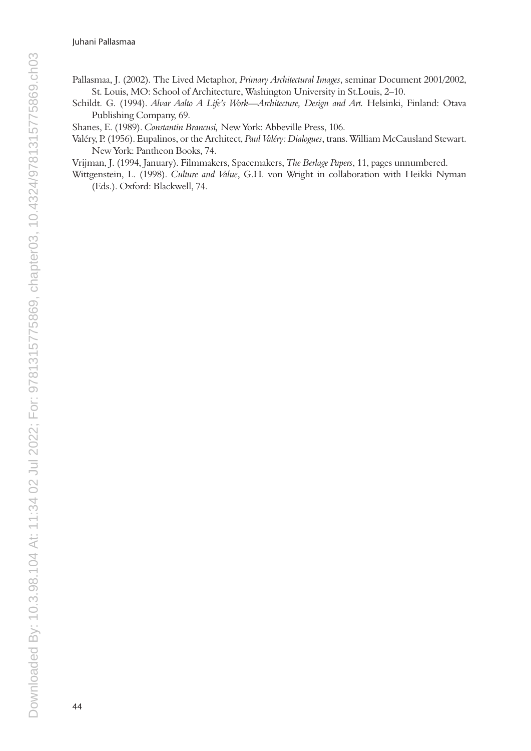Pallasmaa, J. (2002). The Lived Metaphor, *Primary Architectural Images*, seminar Document 2001/2002, St. Louis, MO: School of Architecture, Washington University in St.Louis, 2–10.

Schildt. G. (1994). *Alvar Aalto A Life's Work—Architecture, Design and Art.* Helsinki, Finland: Otava Publishing Company, 69.

Shanes, E. (1989). *Constantin Brancusi,* New York: Abbeville Press, 106.

Valéry, P. (1956). Eupalinos, or the Architect, *Paul Valéry: Dialogues*, trans. William McCausland Stewart. New York: Pantheon Books, 74.

Vrijman, J. (1994, January). Filmmakers, Spacemakers, *The Berlage Papers*, 11, pages unnumbered.

Wittgenstein, L. (1998). *Culture and Value*, G.H. von Wright in collaboration with Heikki Nyman (Eds.). Oxford: Blackwell, 74.